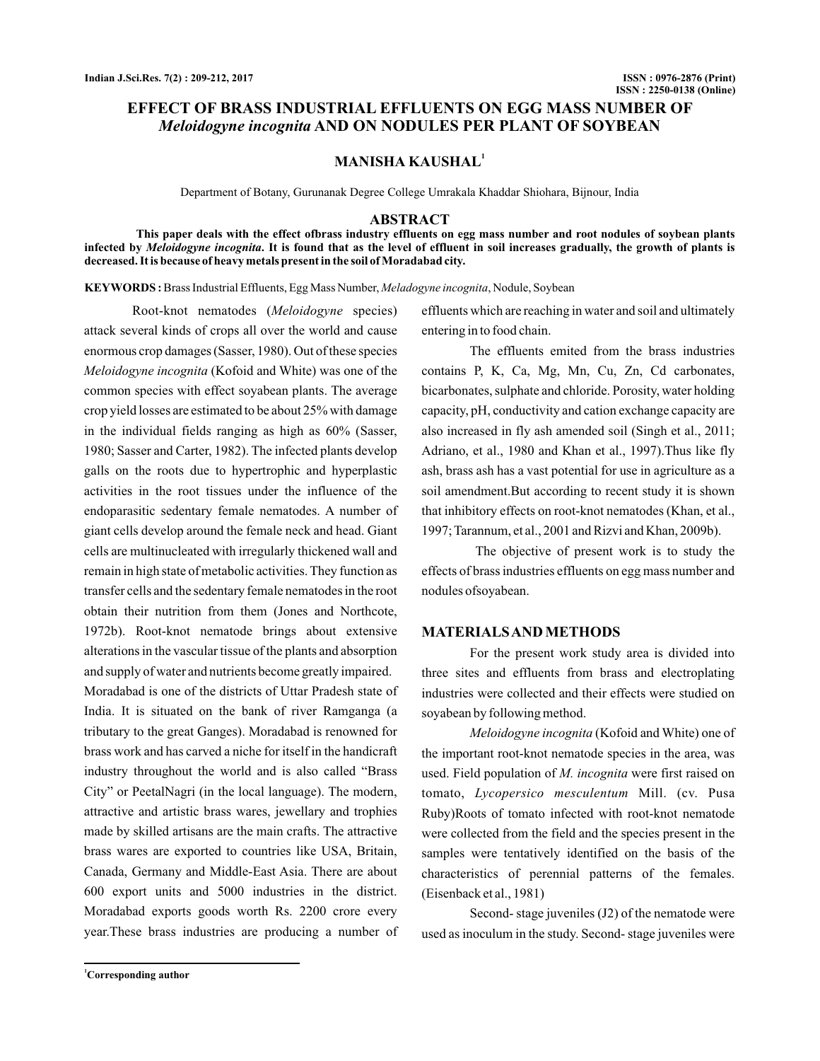# EFFECT OF BRASS INDUSTRIAL EFFLUENTS ON EGG MASS NUMBER OF *Meloidogyne incognita* AND ON NODULES PER PLANT OF SOYBEAN

**MANISHA KAUSHAL**[1]

Department of Botany, Gurunanak Degree College Umrakala Khaddar Shiohara, Bijnour, India

## ABSTRACT

**This paper deals with the effect ofbrass industry effluents on egg mass number and root nodules of soybean plants infected by *Meloidogyne incognita*. It is found that as the level of effluent in soil increases gradually, the growth of plants is decreased. It is because of heavy metals present in the soil of Moradabad city.**

**KEYWORDS :** Brass Industrial Effluents, Egg Mass Number, *Meladogyne incognita*, Nodule, Soybean

Root-knot nematodes (*Meloidogyne* species) attack several kinds of crops all over the world and cause enormous crop damages (Sasser, 1980). Out of these species *Meloidogyne incognita* (Kofoid and White) was one of the common species with effect soyabean plants. The average crop yield losses are estimated to be about 25% with damage in the individual fields ranging as high as 60% (Sasser, 1980; Sasser and Carter, 1982). The infected plants develop galls on the roots due to hypertrophic and hyperplastic activities in the root tissues under the influence of the endoparasitic sedentary female nematodes. A number of giant cells develop around the female neck and head. Giant cells are multinucleated with irregularly thickened wall and remain in high state of metabolic activities. They function as transfer cells and the sedentary female nematodes in the root obtain their nutrition from them (Jones and Northcote, 1972b). Root-knot nematode brings about extensive alterations in the vascular tissue of the plants and absorption and supply of water and nutrients become greatly impaired.

Moradabad is one of the districts of Uttar Pradesh state of India. It is situated on the bank of river Ramganga (a tributary to the great Ganges). Moradabad is renowned for brass work and has carved a niche for itself in the handicraft industry throughout the world and is also called "Brass City" or PeetalNagri (in the local language). The modern, attractive and artistic brass wares, jewellary and trophies made by skilled artisans are the main crafts. The attractive brass wares are exported to countries like USA, Britain, Canada, Germany and Middle-East Asia. There are about 600 export units and 5000 industries in the district. Moradabad exports goods worth Rs. 2200 crore every year.These brass industries are producing a number of effluents which are reaching in water and soil and ultimately entering in to food chain.

The effluents emited from the brass industries contains P, K, Ca, Mg, Mn, Cu, Zn, Cd carbonates, bicarbonates, sulphate and chloride. Porosity, water holding capacity, pH, conductivity and cation exchange capacity are also increased in fly ash amended soil (Singh et al., 2011; Adriano, et al., 1980 and Khan et al., 1997).Thus like fly ash, brass ash has a vast potential for use in agriculture as a soil amendment.But according to recent study it is shown that inhibitory effects on root-knot nematodes (Khan, et al., 1997; Tarannum, et al., 2001 and Rizvi and Khan, 2009b).

The objective of present work is to study the effects of brass industries effluents on egg mass number and nodules ofsoyabean.

## MATERIALS AND METHODS

For the present work study area is divided into three sites and effluents from brass and electroplating industries were collected and their effects were studied on soyabean by following method.

*Meloidogyne incognita* (Kofoid and White) one of the important root-knot nematode species in the area, was used. Field population of *M. incognita* were first raised on tomato, *Lycopersico mesculentum* Mill. (cv. Pusa Ruby)Roots of tomato infected with root-knot nematode were collected from the field and the species present in the samples were tentatively identified on the basis of the characteristics of perennial patterns of the females. (Eisenback et al., 1981)

Second- stage juveniles (J2) of the nematode were used as inoculum in the study. Second- stage juveniles were

[1]**Corresponding author**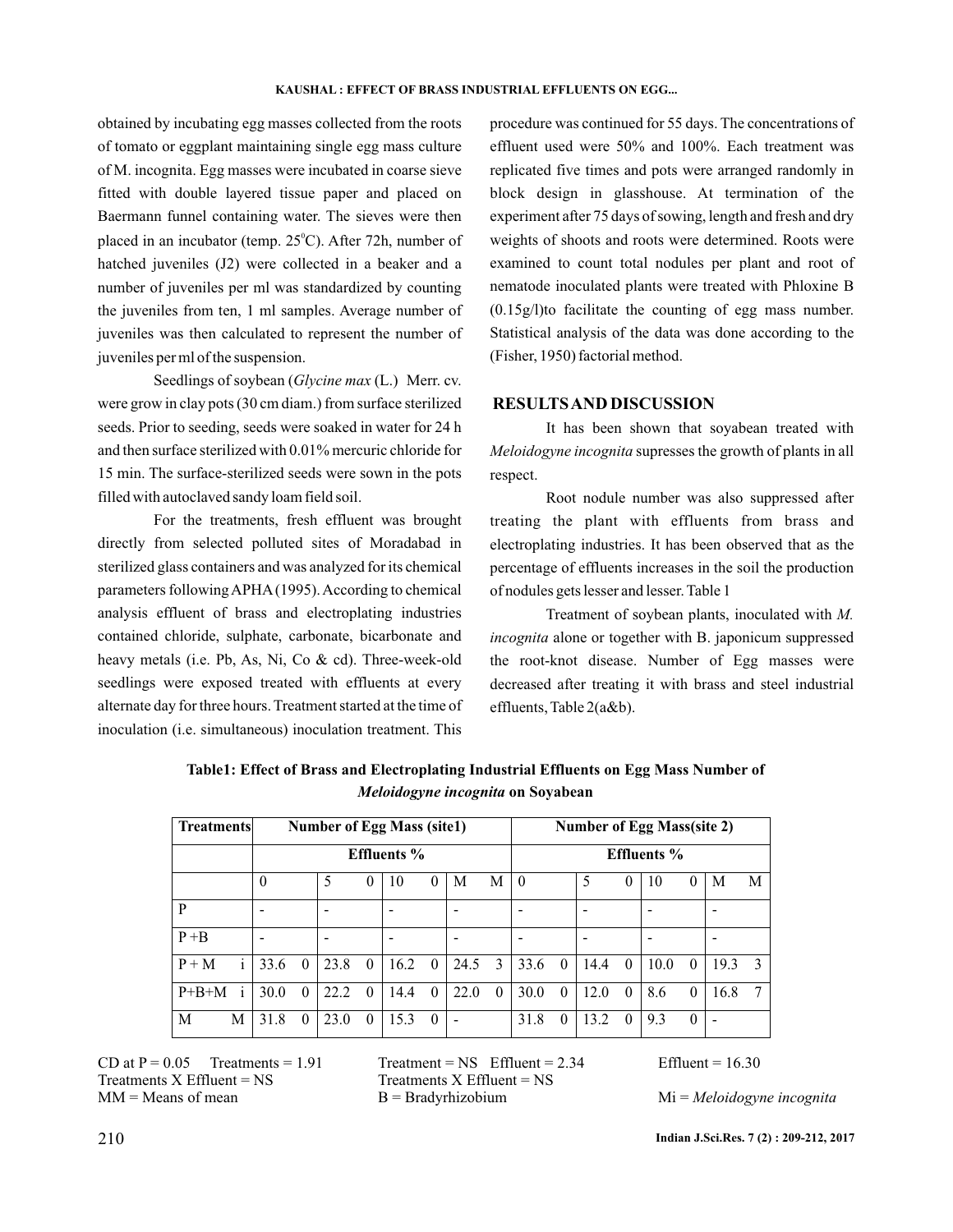obtained by incubating egg masses collected from the roots of tomato or eggplant maintaining single egg mass culture of M. incognita. Egg masses were incubated in coarse sieve fitted with double layered tissue paper and placed on Baermann funnel containing water. The sieves were then placed in an incubator (temp. 25$^0$C). After 72h, number of hatched juveniles (J2) were collected in a beaker and a number of juveniles per ml was standardized by counting the juveniles from ten, 1 ml samples. Average number of juveniles was then calculated to represent the number of juveniles per ml of the suspension.

Seedlings of soybean (*Glycine max* (L.) Merr. cv. were grow in clay pots (30 cm diam.) from surface sterilized seeds. Prior to seeding, seeds were soaked in water for 24 h and then surface sterilized with 0.01% mercuric chloride for 15 min. The surface-sterilized seeds were sown in the pots filled with autoclaved sandy loam field soil.

For the treatments, fresh effluent was brought directly from selected polluted sites of Moradabad in sterilized glass containers and was analyzed for its chemical parameters following APHA (1995). According to chemical analysis effluent of brass and electroplating industries contained chloride, sulphate, carbonate, bicarbonate and heavy metals (i.e. Pb, As, Ni, Co & cd). Three-week-old seedlings were exposed treated with effluents at every alternate day for three hours. Treatment started at the time of inoculation (i.e. simultaneous) inoculation treatment. This procedure was continued for 55 days. The concentrations of effluent used were 50% and 100%. Each treatment was replicated five times and pots were arranged randomly in block design in glasshouse. At termination of the experiment after 75 days of sowing, length and fresh and dry weights of shoots and roots were determined. Roots were examined to count total nodules per plant and root of nematode inoculated plants were treated with Phloxine B (0.15g/l)to facilitate the counting of egg mass number. Statistical analysis of the data was done according to the (Fisher, 1950) factorial method.

## RESULTS AND DISCUSSION

It has been shown that soyabean treated with *Meloidogyne incognita* supresses the growth of plants in all respect.

Root nodule number was also suppressed after treating the plant with effluents from brass and electroplating industries. It has been observed that as the percentage of effluents increases in the soil the production of nodules gets lesser and lesser. Table 1

Treatment of soybean plants, inoculated with *M. incognita* alone or together with B. japonicum suppressed the root-knot disease. Number of Egg masses were decreased after treating it with brass and steel industrial effluents, Table 2(a&b).

**Table1: Effect of Brass and Electroplating Industrial Effluents on Egg Mass Number of *Meloidogyne incognita* on Soyabean**

| Treatments | Number of Egg Mass (site1) | | | | Number of Egg Mass(site 2) | | | |
|---|---|---|---|---|---|---|---|---|
| | Effluents % | | | | Effluents % | | | |
| | 0 | 50 | 100 | MM | 0 | 50 | 100 | MM |
| P | - | - | - | - | - | - | - | - |
| P +B | - | - | - | - | - | - | - | - |
| P + Mi | 33.60 | 23.80 | 16.20 | 24.53 | 33.60 | 14.40 | 10.00 | 19.33 |
| P+B+Mi | 30.00 | 22.20 | 14.40 | 22.00 | 30.00 | 12.00 | 8.60 | 16.87 |
| MM | 31.80 | 23.00 | 15.30 | - | 31.80 | 13.20 | 9.30 | - |

CD at P = 0.05 Treatments = 1.91 Treatment = NS Effluent = 2.34 Effluent = 16.30
Treatments X Effluent = NS Treatments X Effluent = NS
MM = Means of mean B = Bradyrhizobium Mi = *Meloidogyne incognita*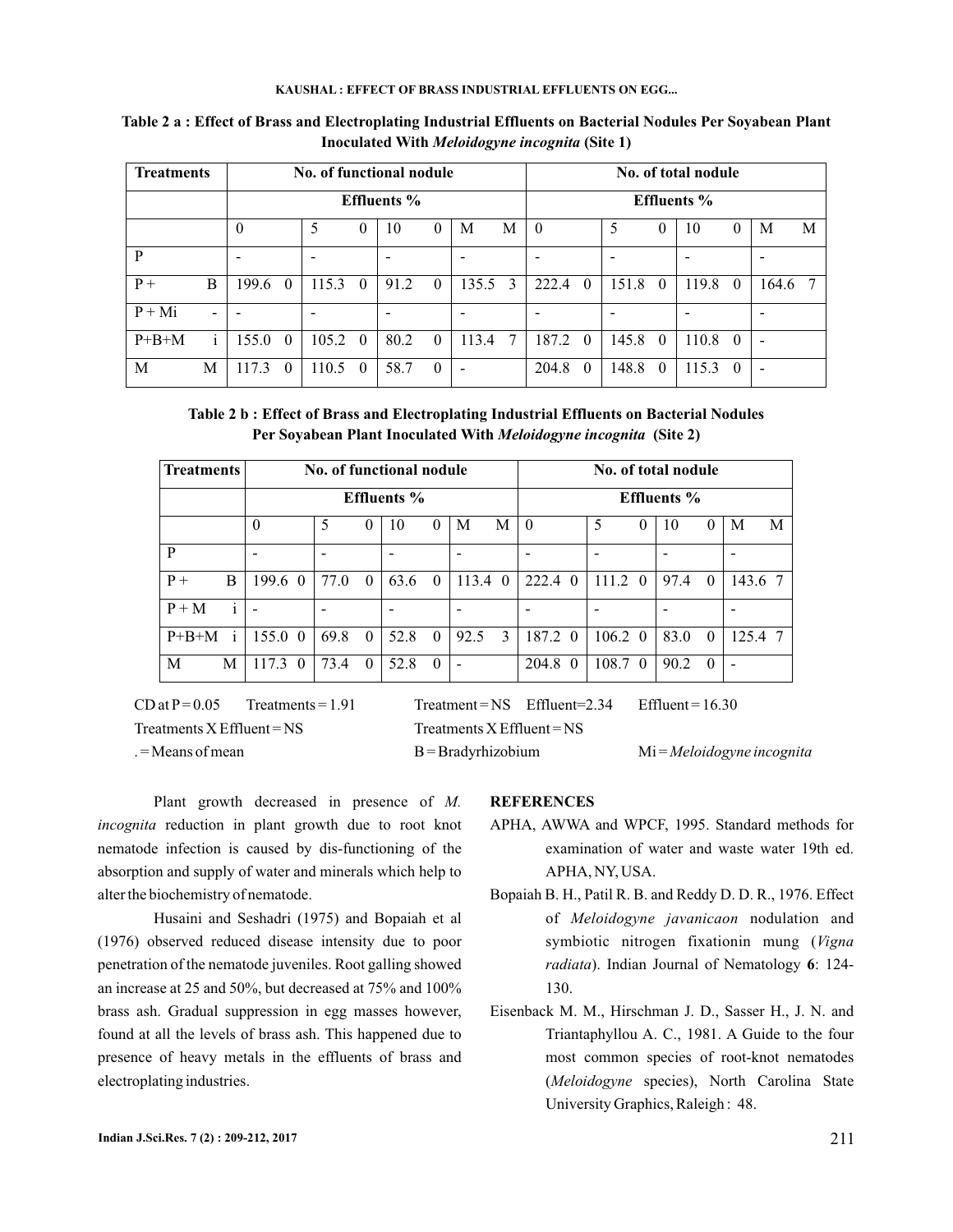**Table 2 a : Effect of Brass and Electroplating Industrial Effluents on Bacterial Nodules Per Soyabean Plant Inoculated With *Meloidogyne incognita* (Site 1)**

| Treatments | No. of functional nodule | | | | No. of total nodule | | | |
|---|---|---|---|---|---|---|---|---|
| | Effluents % | | | | Effluents % | | | |
| | 0 | 5 0 | 10 0 | M M | 0 | 5 0 | 10 0 | M M |
| P | - | - | - | - | - | - | - | - |
| P + B | 199.6 0 | 115.3 0 | 91.2 0 | 135.5 3 | 222.4 0 | 151.8 0 | 119.8 0 | 164.6 7 |
| P + Mi - | - | - | - | - | - | - | - | - |
| P+B+M i | 155.0 0 | 105.2 0 | 80.2 0 | 113.4 7 | 187.2 0 | 145.8 0 | 110.8 0 | - |
| M M | 117.3 0 | 110.5 0 | 58.7 0 | - | 204.8 0 | 148.8 0 | 115.3 0 | - |

**Table 2 b : Effect of Brass and Electroplating Industrial Effluents on Bacterial Nodules Per Soyabean Plant Inoculated With *Meloidogyne incognita* (Site 2)**

| Treatments | No. of functional nodule | | | | No. of total nodule | | | |
|---|---|---|---|---|---|---|---|---|
| | Effluents % | | | | Effluents % | | | |
| | 0 | 5 0 | 10 0 | M M | 0 | 5 0 | 10 0 | M M |
| P | - | - | - | - | - | - | - | - |
| P + B | 199.6 0 | 77.0 0 | 63.6 0 | 113.4 0 | 222.4 0 | 111.2 0 | 97.4 0 | 143.6 7 |
| P + M i | - | - | - | - | - | - | - | - |
| P+B+M i | 155.0 0 | 69.8 0 | 52.8 0 | 92.5 3 | 187.2 0 | 106.2 0 | 83.0 0 | 125.4 7 |
| M M | 117.3 0 | 73.4 0 | 52.8 0 | - | 204.8 0 | 108.7 0 | 90.2 0 | - |

CD at P = 0.05 Treatments = 1.91 Treatment = NS Effluent=2.34 Effluent = 16.30

Treatments X Effluent = NS Treatments X Effluent = NS

. = Means of mean B = Bradyrhizobium Mi = *Meloidogyne incognita*

Plant growth decreased in presence of *M. incognita* reduction in plant growth due to root knot nematode infection is caused by dis-functioning of the absorption and supply of water and minerals which help to alter the biochemistry of nematode.

Husaini and Seshadri (1975) and Bopaiah et al (1976) observed reduced disease intensity due to poor penetration of the nematode juveniles. Root galling showed an increase at 25 and 50%, but decreased at 75% and 100% brass ash. Gradual suppression in egg masses however, found at all the levels of brass ash. This happened due to presence of heavy metals in the effluents of brass and electroplating industries.

## REFERENCES

APHA, AWWA and WPCF, 1995. Standard methods for examination of water and waste water 19th ed. APHA, NY, USA.

Bopaiah B. H., Patil R. B. and Reddy D. D. R., 1976. Effect of *Meloidogyne javanicaon* nodulation and symbiotic nitrogen fixationin mung (*Vigna radiata*). Indian Journal of Nematology **6**: 124-130.

Eisenback M. M., Hirschman J. D., Sasser H., J. N. and Triantaphyllou A. C., 1981. A Guide to the four most common species of root-knot nematodes (*Meloidogyne* species), North Carolina State University Graphics, Raleigh : 48.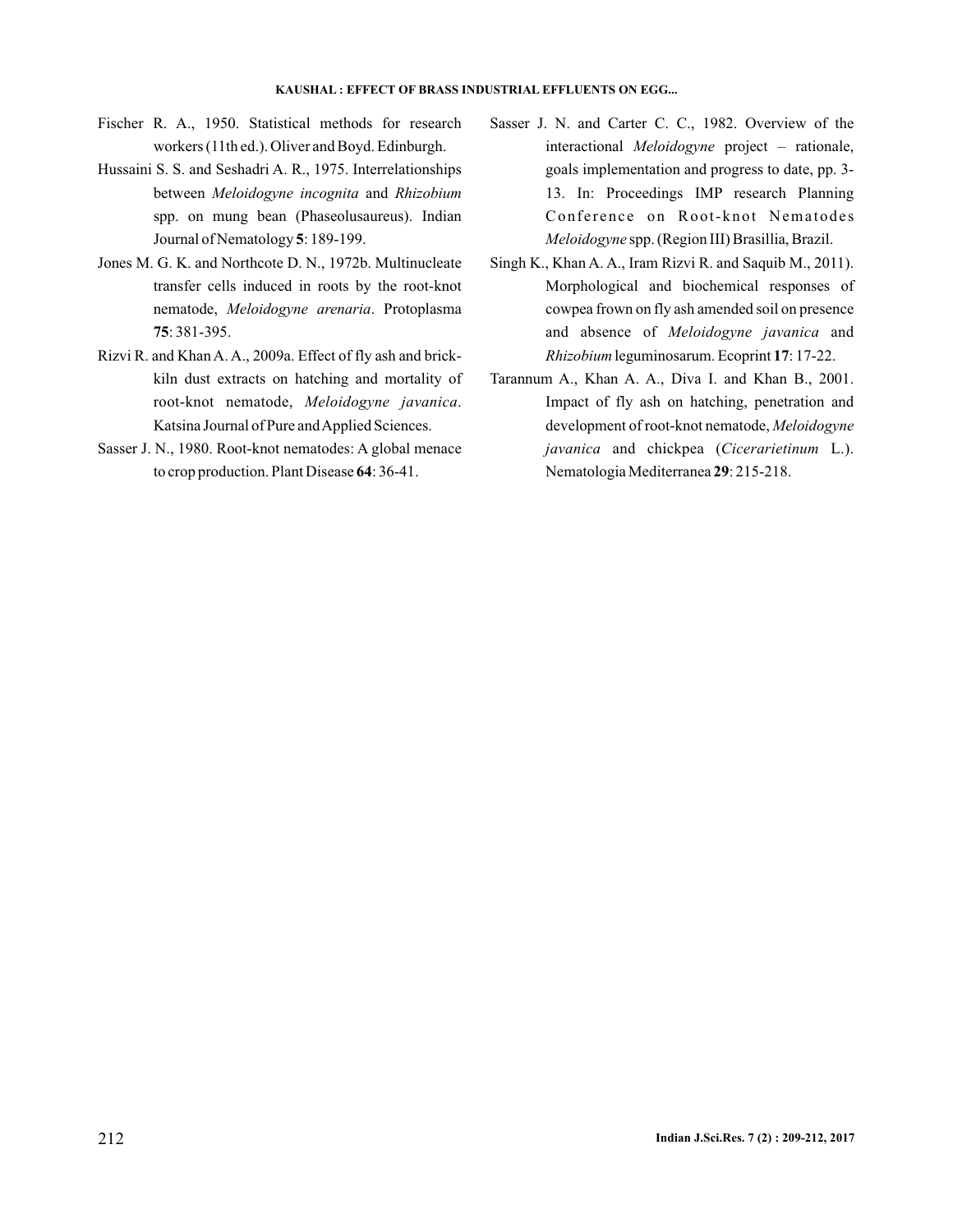Fischer R. A., 1950. Statistical methods for research workers (11th ed.). Oliver and Boyd. Edinburgh.

Hussaini S. S. and Seshadri A. R., 1975. Interrelationships between *Meloidogyne incognita* and *Rhizobium* spp. on mung bean (Phaseolusaureus). Indian Journal of Nematology **5**: 189-199.

Jones M. G. K. and Northcote D. N., 1972b. Multinucleate transfer cells induced in roots by the root-knot nematode, *Meloidogyne arenaria*. Protoplasma **75**: 381-395.

Rizvi R. and Khan A. A., 2009a. Effect of fly ash and brick-kiln dust extracts on hatching and mortality of root-knot nematode, *Meloidogyne javanica*. Katsina Journal of Pure and Applied Sciences.

Sasser J. N., 1980. Root-knot nematodes: A global menace to crop production. Plant Disease **64**: 36-41.

Sasser J. N. and Carter C. C., 1982. Overview of the interactional *Meloidogyne* project – rationale, goals implementation and progress to date, pp. 3-13. In: Proceedings IMP research Planning Conference on Root-knot Nematodes *Meloidogyne* spp. (Region III) Brasillia, Brazil.

Singh K., Khan A. A., Iram Rizvi R. and Saquib M., 2011). Morphological and biochemical responses of cowpea frown on fly ash amended soil on presence and absence of *Meloidogyne javanica* and *Rhizobium* leguminosarum. Ecoprint **17**: 17-22.

Tarannum A., Khan A. A., Diva I. and Khan B., 2001. Impact of fly ash on hatching, penetration and development of root-knot nematode, *Meloidogyne javanica* and chickpea (*Cicerarietinum* L.). Nematologia Mediterranea **29**: 215-218.